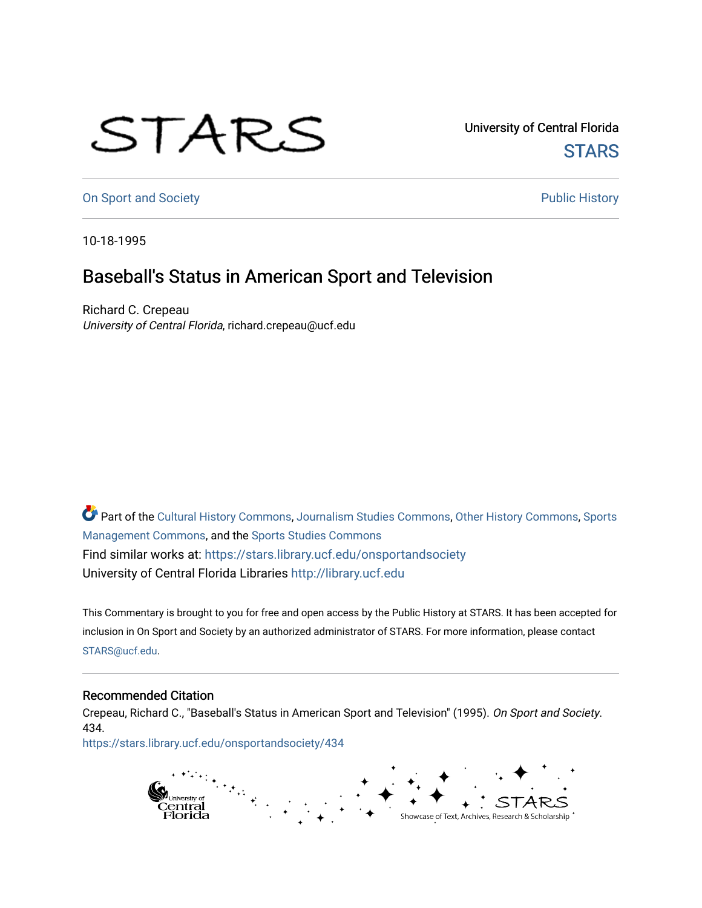University of Central Florida

STARS

On Sport and Society

Public History

10-18-1995

# Baseball's Status in American Sport and Television

Richard C. Crepeau
*University of Central Florida*, richard.crepeau@ucf.edu

Part of the Cultural History Commons, Journalism Studies Commons, Other History Commons, Sports Management Commons, and the Sports Studies Commons

Find similar works at: https://stars.library.ucf.edu/onsportandsociety

University of Central Florida Libraries http://library.ucf.edu

This Commentary is brought to you for free and open access by the Public History at STARS. It has been accepted for inclusion in On Sport and Society by an authorized administrator of STARS. For more information, please contact STARS@ucf.edu.

## Recommended Citation

Crepeau, Richard C., "Baseball's Status in American Sport and Television" (1995). *On Sport and Society*. 434.
https://stars.library.ucf.edu/onsportandsociety/434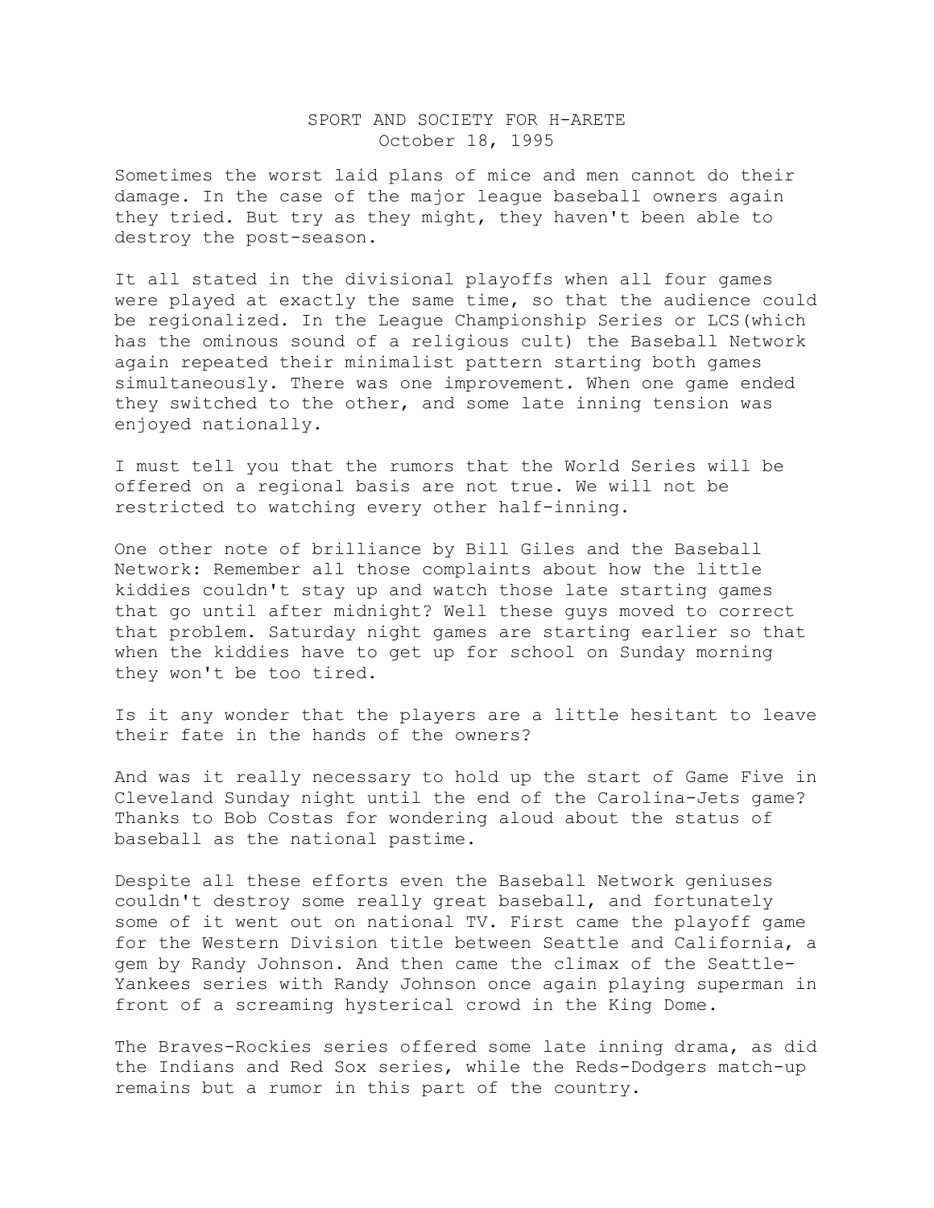SPORT AND SOCIETY FOR H-ARETE
October 18, 1995

Sometimes the worst laid plans of mice and men cannot do their damage. In the case of the major league baseball owners again they tried. But try as they might, they haven't been able to destroy the post-season.

It all stated in the divisional playoffs when all four games were played at exactly the same time, so that the audience could be regionalized. In the League Championship Series or LCS(which has the ominous sound of a religious cult) the Baseball Network again repeated their minimalist pattern starting both games simultaneously. There was one improvement. When one game ended they switched to the other, and some late inning tension was enjoyed nationally.

I must tell you that the rumors that the World Series will be offered on a regional basis are not true. We will not be restricted to watching every other half-inning.

One other note of brilliance by Bill Giles and the Baseball Network: Remember all those complaints about how the little kiddies couldn't stay up and watch those late starting games that go until after midnight? Well these guys moved to correct that problem. Saturday night games are starting earlier so that when the kiddies have to get up for school on Sunday morning they won't be too tired.

Is it any wonder that the players are a little hesitant to leave their fate in the hands of the owners?

And was it really necessary to hold up the start of Game Five in Cleveland Sunday night until the end of the Carolina-Jets game? Thanks to Bob Costas for wondering aloud about the status of baseball as the national pastime.

Despite all these efforts even the Baseball Network geniuses couldn't destroy some really great baseball, and fortunately some of it went out on national TV. First came the playoff game for the Western Division title between Seattle and California, a gem by Randy Johnson. And then came the climax of the Seattle-Yankees series with Randy Johnson once again playing superman in front of a screaming hysterical crowd in the King Dome.

The Braves-Rockies series offered some late inning drama, as did the Indians and Red Sox series, while the Reds-Dodgers match-up remains but a rumor in this part of the country.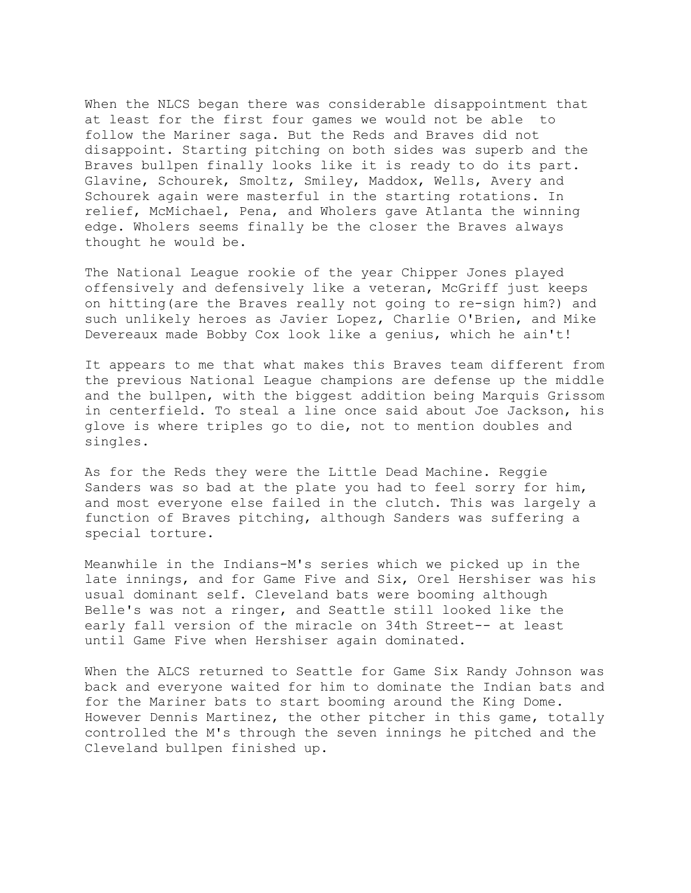When the NLCS began there was considerable disappointment that at least for the first four games we would not be able to follow the Mariner saga. But the Reds and Braves did not disappoint. Starting pitching on both sides was superb and the Braves bullpen finally looks like it is ready to do its part. Glavine, Schourek, Smoltz, Smiley, Maddox, Wells, Avery and Schourek again were masterful in the starting rotations. In relief, McMichael, Pena, and Wholers gave Atlanta the winning edge. Wholers seems finally be the closer the Braves always thought he would be.

The National League rookie of the year Chipper Jones played offensively and defensively like a veteran, McGriff just keeps on hitting(are the Braves really not going to re-sign him?) and such unlikely heroes as Javier Lopez, Charlie O'Brien, and Mike Devereaux made Bobby Cox look like a genius, which he ain't!

It appears to me that what makes this Braves team different from the previous National League champions are defense up the middle and the bullpen, with the biggest addition being Marquis Grissom in centerfield. To steal a line once said about Joe Jackson, his glove is where triples go to die, not to mention doubles and singles.

As for the Reds they were the Little Dead Machine. Reggie Sanders was so bad at the plate you had to feel sorry for him, and most everyone else failed in the clutch. This was largely a function of Braves pitching, although Sanders was suffering a special torture.

Meanwhile in the Indians-M's series which we picked up in the late innings, and for Game Five and Six, Orel Hershiser was his usual dominant self. Cleveland bats were booming although Belle's was not a ringer, and Seattle still looked like the early fall version of the miracle on 34th Street-- at least until Game Five when Hershiser again dominated.

When the ALCS returned to Seattle for Game Six Randy Johnson was back and everyone waited for him to dominate the Indian bats and for the Mariner bats to start booming around the King Dome. However Dennis Martinez, the other pitcher in this game, totally controlled the M's through the seven innings he pitched and the Cleveland bullpen finished up.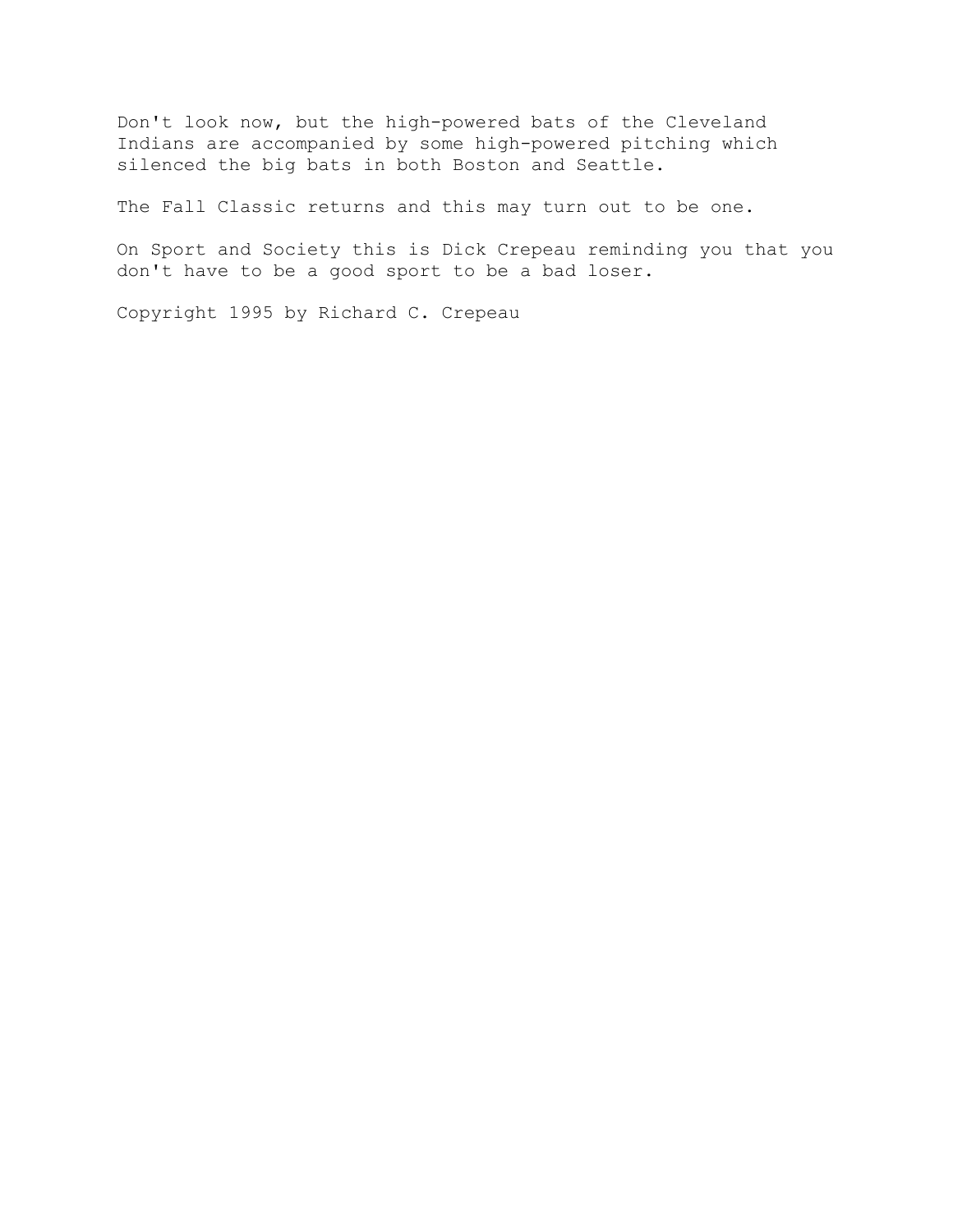Don't look now, but the high-powered bats of the Cleveland Indians are accompanied by some high-powered pitching which silenced the big bats in both Boston and Seattle.

The Fall Classic returns and this may turn out to be one.

On Sport and Society this is Dick Crepeau reminding you that you don't have to be a good sport to be a bad loser.

Copyright 1995 by Richard C. Crepeau